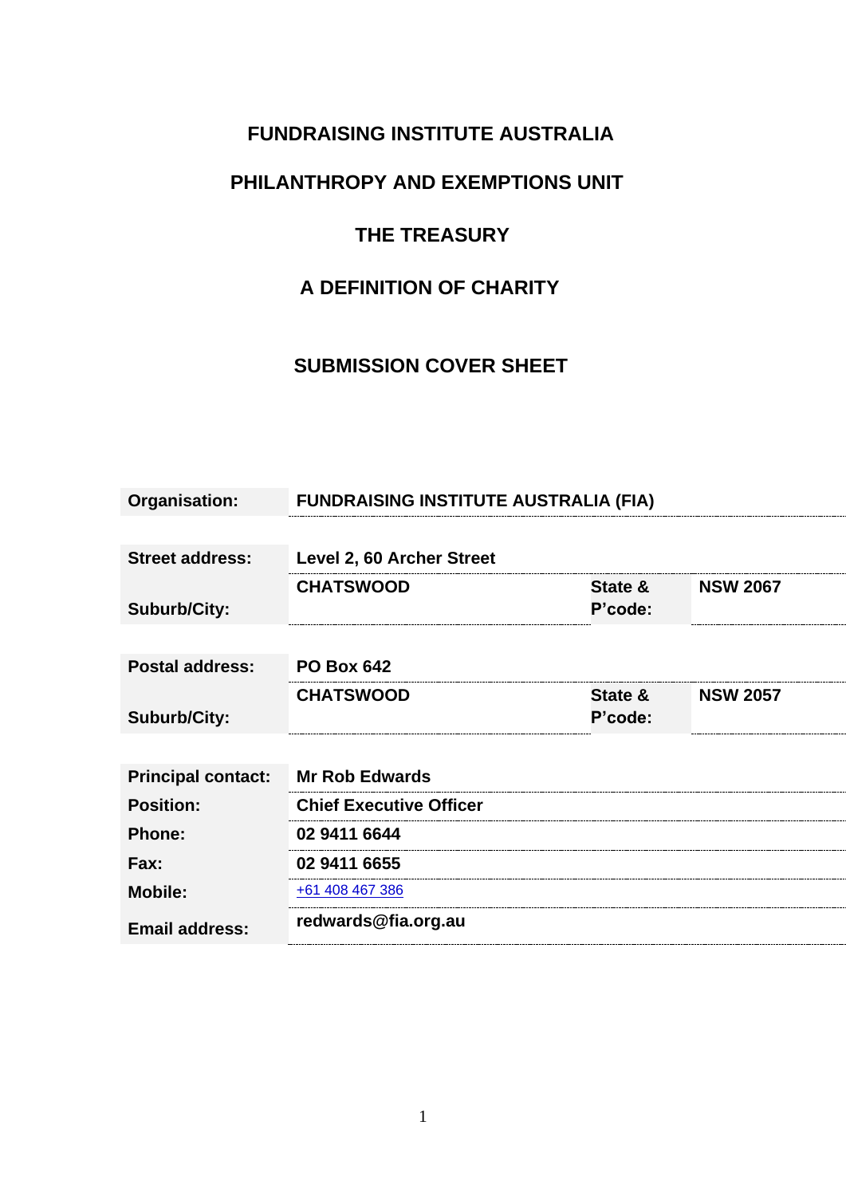# FUNDRAISING INSTITUTE AUSTRALIA

## PHILANTHROPY AND EXEMPTIONS UNIT

## THE TREASURY

## A DEFINITION OF CHARITY

## SUBMISSION COVER SHEET

| | | | |
|---|---|---|---|
| **Organisation:** | **FUNDRAISING INSTITUTE AUSTRALIA (FIA)** | | |
| **Street address:** | **Level 2, 60 Archer Street** | | |
| **Suburb/City:** | **CHATSWOOD** | **State & P'code:** | **NSW 2067** |
| **Postal address:** | **PO Box 642** | | |
| **Suburb/City:** | **CHATSWOOD** | **State & P'code:** | **NSW 2057** |
| **Principal contact:** | **Mr Rob Edwards** | | |
| **Position:** | **Chief Executive Officer** | | |
| **Phone:** | **02 9411 6644** | | |
| **Fax:** | **02 9411 6655** | | |
| **Mobile:** | +61 408 467 386 | | |
| **Email address:** | **redwards@fia.org.au** | | |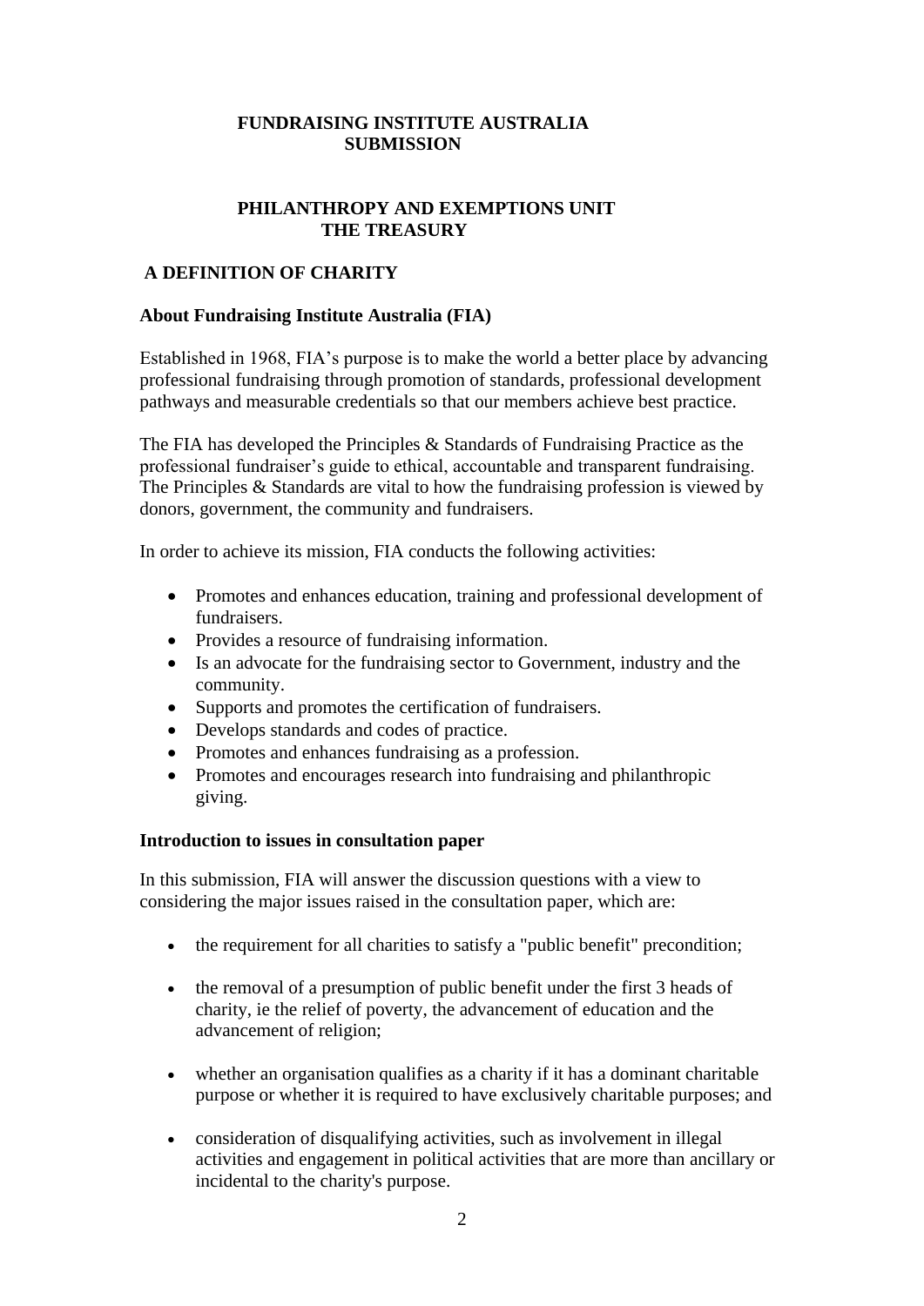# FUNDRAISING INSTITUTE AUSTRALIA SUBMISSION

## PHILANTHROPY AND EXEMPTIONS UNIT THE TREASURY

## A DEFINITION OF CHARITY

### About Fundraising Institute Australia (FIA)

Established in 1968, FIA's purpose is to make the world a better place by advancing professional fundraising through promotion of standards, professional development pathways and measurable credentials so that our members achieve best practice.

The FIA has developed the Principles & Standards of Fundraising Practice as the professional fundraiser's guide to ethical, accountable and transparent fundraising. The Principles & Standards are vital to how the fundraising profession is viewed by donors, government, the community and fundraisers.

In order to achieve its mission, FIA conducts the following activities:

- Promotes and enhances education, training and professional development of fundraisers.
- Provides a resource of fundraising information.
- Is an advocate for the fundraising sector to Government, industry and the community.
- Supports and promotes the certification of fundraisers.
- Develops standards and codes of practice.
- Promotes and enhances fundraising as a profession.
- Promotes and encourages research into fundraising and philanthropic giving.

### Introduction to issues in consultation paper

In this submission, FIA will answer the discussion questions with a view to considering the major issues raised in the consultation paper, which are:

- the requirement for all charities to satisfy a "public benefit" precondition;
- the removal of a presumption of public benefit under the first 3 heads of charity, ie the relief of poverty, the advancement of education and the advancement of religion;
- whether an organisation qualifies as a charity if it has a dominant charitable purpose or whether it is required to have exclusively charitable purposes; and
- consideration of disqualifying activities, such as involvement in illegal activities and engagement in political activities that are more than ancillary or incidental to the charity's purpose.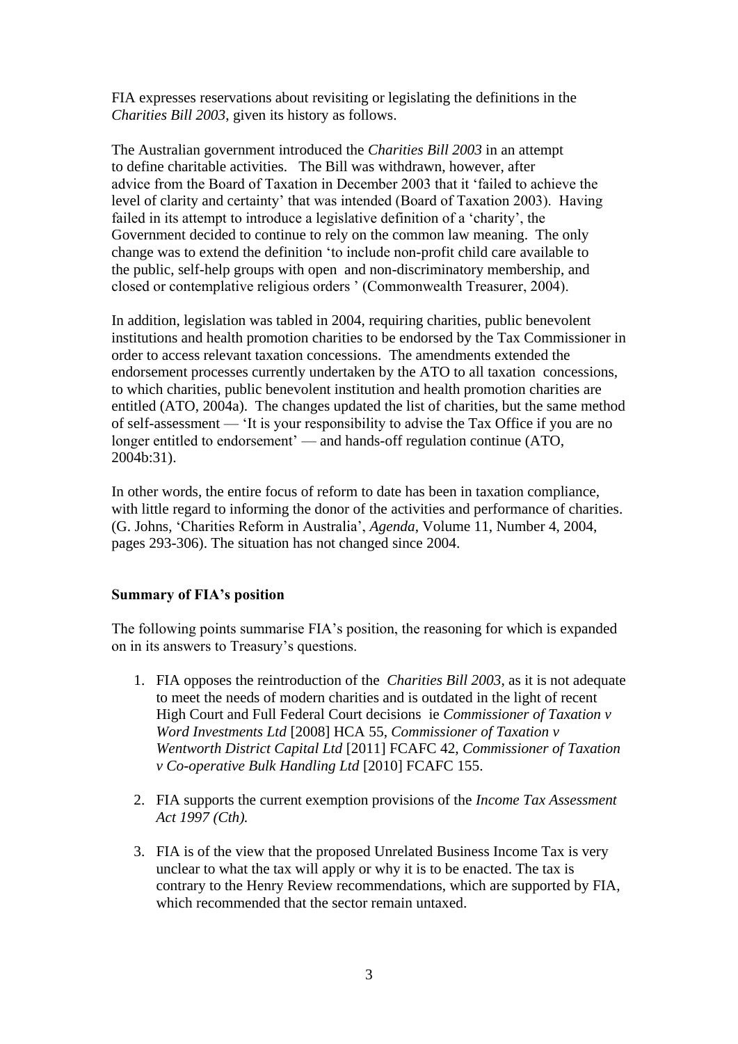FIA expresses reservations about revisiting or legislating the definitions in the *Charities Bill 2003*, given its history as follows.

The Australian government introduced the *Charities Bill 2003* in an attempt to define charitable activities. The Bill was withdrawn, however, after advice from the Board of Taxation in December 2003 that it 'failed to achieve the level of clarity and certainty' that was intended (Board of Taxation 2003). Having failed in its attempt to introduce a legislative definition of a 'charity', the Government decided to continue to rely on the common law meaning. The only change was to extend the definition 'to include non-profit child care available to the public, self-help groups with open and non-discriminatory membership, and closed or contemplative religious orders ' (Commonwealth Treasurer, 2004).

In addition, legislation was tabled in 2004, requiring charities, public benevolent institutions and health promotion charities to be endorsed by the Tax Commissioner in order to access relevant taxation concessions. The amendments extended the endorsement processes currently undertaken by the ATO to all taxation concessions, to which charities, public benevolent institution and health promotion charities are entitled (ATO, 2004a). The changes updated the list of charities, but the same method of self-assessment — 'It is your responsibility to advise the Tax Office if you are no longer entitled to endorsement' — and hands-off regulation continue (ATO, 2004b:31).

In other words, the entire focus of reform to date has been in taxation compliance, with little regard to informing the donor of the activities and performance of charities. (G. Johns, 'Charities Reform in Australia', *Agenda*, Volume 11, Number 4, 2004, pages 293-306). The situation has not changed since 2004.

**Summary of FIA's position**

The following points summarise FIA's position, the reasoning for which is expanded on in its answers to Treasury's questions.

1. FIA opposes the reintroduction of the *Charities Bill 2003*, as it is not adequate to meet the needs of modern charities and is outdated in the light of recent High Court and Full Federal Court decisions ie *Commissioner of Taxation v Word Investments Ltd* [2008] HCA 55, *Commissioner of Taxation v Wentworth District Capital Ltd* [2011] FCAFC 42, *Commissioner of Taxation v Co-operative Bulk Handling Ltd* [2010] FCAFC 155.

2. FIA supports the current exemption provisions of the *Income Tax Assessment Act 1997 (Cth).*

3. FIA is of the view that the proposed Unrelated Business Income Tax is very unclear to what the tax will apply or why it is to be enacted. The tax is contrary to the Henry Review recommendations, which are supported by FIA, which recommended that the sector remain untaxed.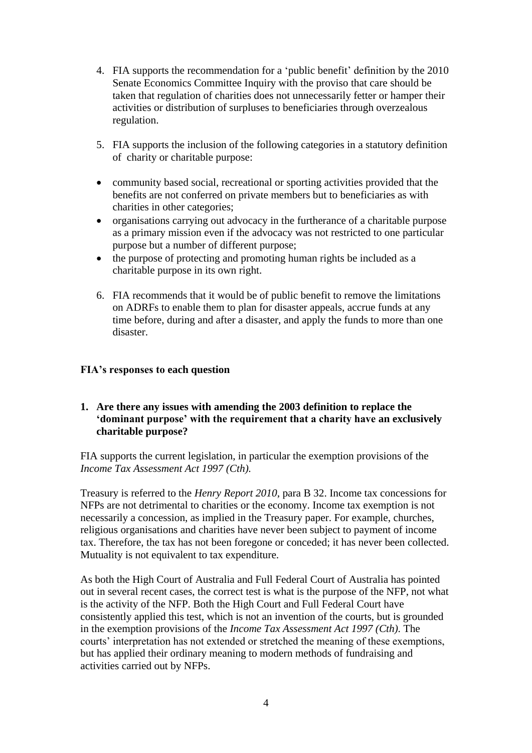4. FIA supports the recommendation for a 'public benefit' definition by the 2010 Senate Economics Committee Inquiry with the proviso that care should be taken that regulation of charities does not unnecessarily fetter or hamper their activities or distribution of surpluses to beneficiaries through overzealous regulation.

5. FIA supports the inclusion of the following categories in a statutory definition of charity or charitable purpose:

- community based social, recreational or sporting activities provided that the benefits are not conferred on private members but to beneficiaries as with charities in other categories;
- organisations carrying out advocacy in the furtherance of a charitable purpose as a primary mission even if the advocacy was not restricted to one particular purpose but a number of different purpose;
- the purpose of protecting and promoting human rights be included as a charitable purpose in its own right.

6. FIA recommends that it would be of public benefit to remove the limitations on ADRFs to enable them to plan for disaster appeals, accrue funds at any time before, during and after a disaster, and apply the funds to more than one disaster.

**FIA's responses to each question**

**1. Are there any issues with amending the 2003 definition to replace the 'dominant purpose' with the requirement that a charity have an exclusively charitable purpose?**

FIA supports the current legislation, in particular the exemption provisions of the *Income Tax Assessment Act 1997 (Cth).*

Treasury is referred to the *Henry Report 2010*, para B 32. Income tax concessions for NFPs are not detrimental to charities or the economy. Income tax exemption is not necessarily a concession, as implied in the Treasury paper. For example, churches, religious organisations and charities have never been subject to payment of income tax. Therefore, the tax has not been foregone or conceded; it has never been collected. Mutuality is not equivalent to tax expenditure.

As both the High Court of Australia and Full Federal Court of Australia has pointed out in several recent cases, the correct test is what is the purpose of the NFP, not what is the activity of the NFP. Both the High Court and Full Federal Court have consistently applied this test, which is not an invention of the courts, but is grounded in the exemption provisions of the *Income Tax Assessment Act 1997 (Cth).* The courts' interpretation has not extended or stretched the meaning of these exemptions, but has applied their ordinary meaning to modern methods of fundraising and activities carried out by NFPs.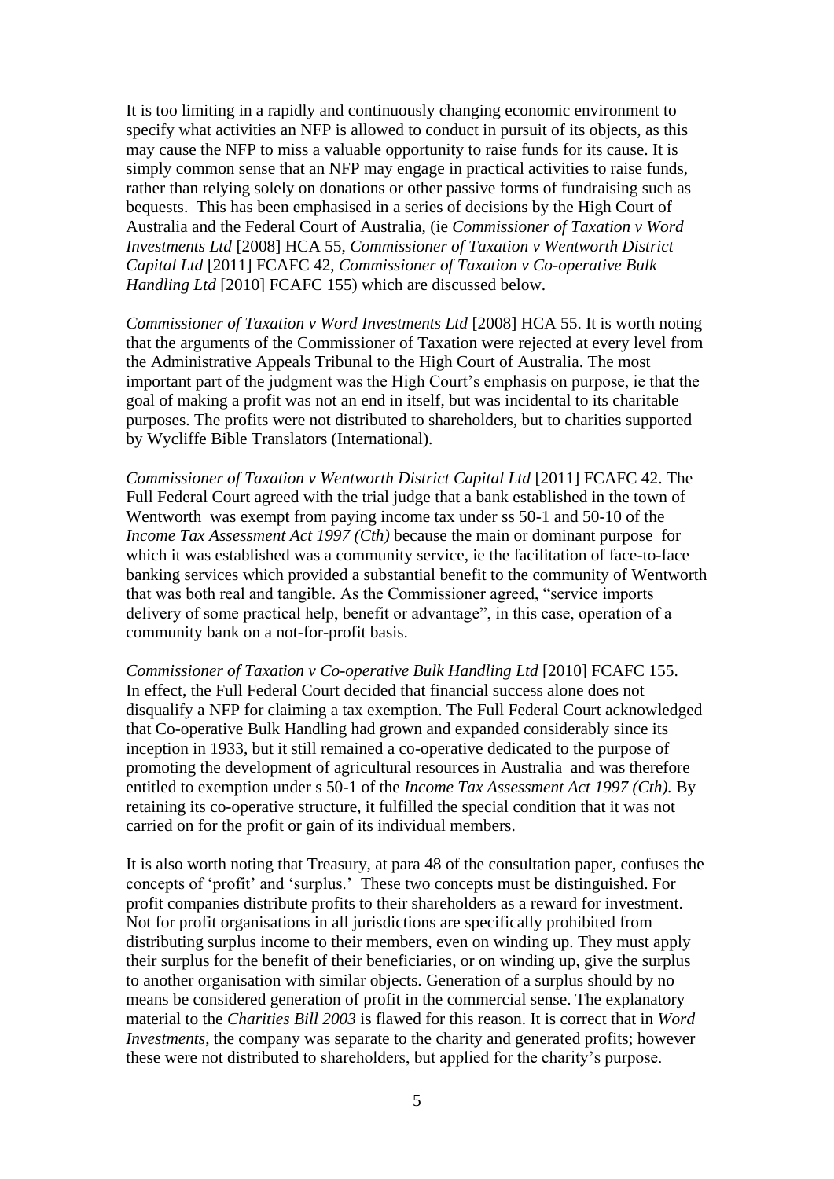It is too limiting in a rapidly and continuously changing economic environment to specify what activities an NFP is allowed to conduct in pursuit of its objects, as this may cause the NFP to miss a valuable opportunity to raise funds for its cause. It is simply common sense that an NFP may engage in practical activities to raise funds, rather than relying solely on donations or other passive forms of fundraising such as bequests. This has been emphasised in a series of decisions by the High Court of Australia and the Federal Court of Australia, (ie *Commissioner of Taxation v Word Investments Ltd* [2008] HCA 55, *Commissioner of Taxation v Wentworth District Capital Ltd* [2011] FCAFC 42, *Commissioner of Taxation v Co-operative Bulk Handling Ltd* [2010] FCAFC 155) which are discussed below.

*Commissioner of Taxation v Word Investments Ltd* [2008] HCA 55. It is worth noting that the arguments of the Commissioner of Taxation were rejected at every level from the Administrative Appeals Tribunal to the High Court of Australia. The most important part of the judgment was the High Court's emphasis on purpose, ie that the goal of making a profit was not an end in itself, but was incidental to its charitable purposes. The profits were not distributed to shareholders, but to charities supported by Wycliffe Bible Translators (International).

*Commissioner of Taxation v Wentworth District Capital Ltd* [2011] FCAFC 42. The Full Federal Court agreed with the trial judge that a bank established in the town of Wentworth was exempt from paying income tax under ss 50-1 and 50-10 of the *Income Tax Assessment Act 1997 (Cth)* because the main or dominant purpose for which it was established was a community service, ie the facilitation of face-to-face banking services which provided a substantial benefit to the community of Wentworth that was both real and tangible. As the Commissioner agreed, "service imports delivery of some practical help, benefit or advantage", in this case, operation of a community bank on a not-for-profit basis.

*Commissioner of Taxation v Co-operative Bulk Handling Ltd* [2010] FCAFC 155. In effect, the Full Federal Court decided that financial success alone does not disqualify a NFP for claiming a tax exemption. The Full Federal Court acknowledged that Co-operative Bulk Handling had grown and expanded considerably since its inception in 1933, but it still remained a co-operative dedicated to the purpose of promoting the development of agricultural resources in Australia and was therefore entitled to exemption under s 50-1 of the *Income Tax Assessment Act 1997 (Cth).* By retaining its co-operative structure, it fulfilled the special condition that it was not carried on for the profit or gain of its individual members.

It is also worth noting that Treasury, at para 48 of the consultation paper, confuses the concepts of 'profit' and 'surplus.' These two concepts must be distinguished. For profit companies distribute profits to their shareholders as a reward for investment. Not for profit organisations in all jurisdictions are specifically prohibited from distributing surplus income to their members, even on winding up. They must apply their surplus for the benefit of their beneficiaries, or on winding up, give the surplus to another organisation with similar objects. Generation of a surplus should by no means be considered generation of profit in the commercial sense. The explanatory material to the *Charities Bill 2003* is flawed for this reason. It is correct that in *Word Investments*, the company was separate to the charity and generated profits; however these were not distributed to shareholders, but applied for the charity's purpose.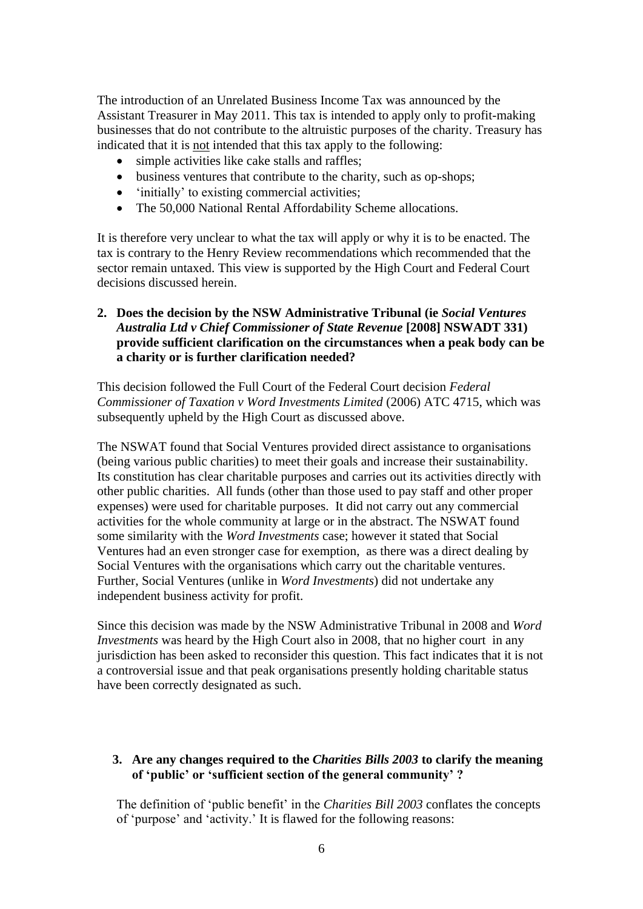The introduction of an Unrelated Business Income Tax was announced by the Assistant Treasurer in May 2011. This tax is intended to apply only to profit-making businesses that do not contribute to the altruistic purposes of the charity. Treasury has indicated that it is <u>not</u> intended that this tax apply to the following:

- simple activities like cake stalls and raffles;
- business ventures that contribute to the charity, such as op-shops;
- 'initially' to existing commercial activities;
- The 50,000 National Rental Affordability Scheme allocations.

It is therefore very unclear to what the tax will apply or why it is to be enacted. The tax is contrary to the Henry Review recommendations which recommended that the sector remain untaxed. This view is supported by the High Court and Federal Court decisions discussed herein.

**2. Does the decision by the NSW Administrative Tribunal (ie *Social Ventures Australia Ltd v Chief Commissioner of State Revenue* [2008] NSWADT 331) provide sufficient clarification on the circumstances when a peak body can be a charity or is further clarification needed?**

This decision followed the Full Court of the Federal Court decision *Federal Commissioner of Taxation v Word Investments Limited* (2006) ATC 4715, which was subsequently upheld by the High Court as discussed above.

The NSWAT found that Social Ventures provided direct assistance to organisations (being various public charities) to meet their goals and increase their sustainability. Its constitution has clear charitable purposes and carries out its activities directly with other public charities. All funds (other than those used to pay staff and other proper expenses) were used for charitable purposes. It did not carry out any commercial activities for the whole community at large or in the abstract. The NSWAT found some similarity with the *Word Investments* case; however it stated that Social Ventures had an even stronger case for exemption, as there was a direct dealing by Social Ventures with the organisations which carry out the charitable ventures. Further, Social Ventures (unlike in *Word Investments*) did not undertake any independent business activity for profit.

Since this decision was made by the NSW Administrative Tribunal in 2008 and *Word Investments* was heard by the High Court also in 2008, that no higher court in any jurisdiction has been asked to reconsider this question. This fact indicates that it is not a controversial issue and that peak organisations presently holding charitable status have been correctly designated as such.

**3. Are any changes required to the *Charities Bills 2003* to clarify the meaning of 'public' or 'sufficient section of the general community' ?**

The definition of 'public benefit' in the *Charities Bill 2003* conflates the concepts of 'purpose' and 'activity.' It is flawed for the following reasons: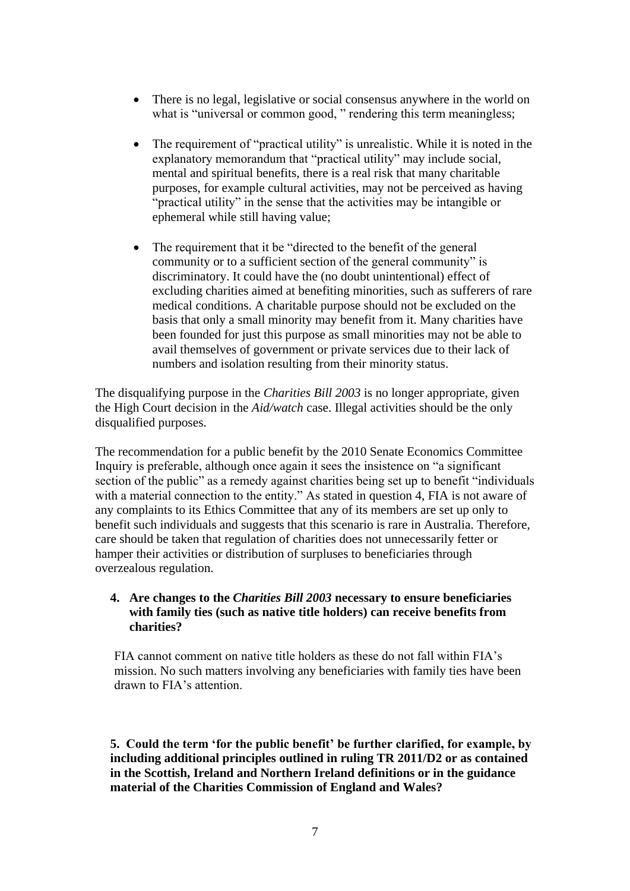- There is no legal, legislative or social consensus anywhere in the world on what is "universal or common good, " rendering this term meaningless;
- The requirement of "practical utility" is unrealistic. While it is noted in the explanatory memorandum that "practical utility" may include social, mental and spiritual benefits, there is a real risk that many charitable purposes, for example cultural activities, may not be perceived as having "practical utility" in the sense that the activities may be intangible or ephemeral while still having value;
- The requirement that it be "directed to the benefit of the general community or to a sufficient section of the general community" is discriminatory. It could have the (no doubt unintentional) effect of excluding charities aimed at benefiting minorities, such as sufferers of rare medical conditions. A charitable purpose should not be excluded on the basis that only a small minority may benefit from it. Many charities have been founded for just this purpose as small minorities may not be able to avail themselves of government or private services due to their lack of numbers and isolation resulting from their minority status.

The disqualifying purpose in the *Charities Bill 2003* is no longer appropriate, given the High Court decision in the *Aid/watch* case. Illegal activities should be the only disqualified purposes.

The recommendation for a public benefit by the 2010 Senate Economics Committee Inquiry is preferable, although once again it sees the insistence on "a significant section of the public" as a remedy against charities being set up to benefit "individuals with a material connection to the entity." As stated in question 4, FIA is not aware of any complaints to its Ethics Committee that any of its members are set up only to benefit such individuals and suggests that this scenario is rare in Australia. Therefore, care should be taken that regulation of charities does not unnecessarily fetter or hamper their activities or distribution of surpluses to beneficiaries through overzealous regulation.

**4. Are changes to the *Charities Bill 2003* necessary to ensure beneficiaries with family ties (such as native title holders) can receive benefits from charities?**

FIA cannot comment on native title holders as these do not fall within FIA's mission. No such matters involving any beneficiaries with family ties have been drawn to FIA's attention.

**5. Could the term 'for the public benefit' be further clarified, for example, by including additional principles outlined in ruling TR 2011/D2 or as contained in the Scottish, Ireland and Northern Ireland definitions or in the guidance material of the Charities Commission of England and Wales?**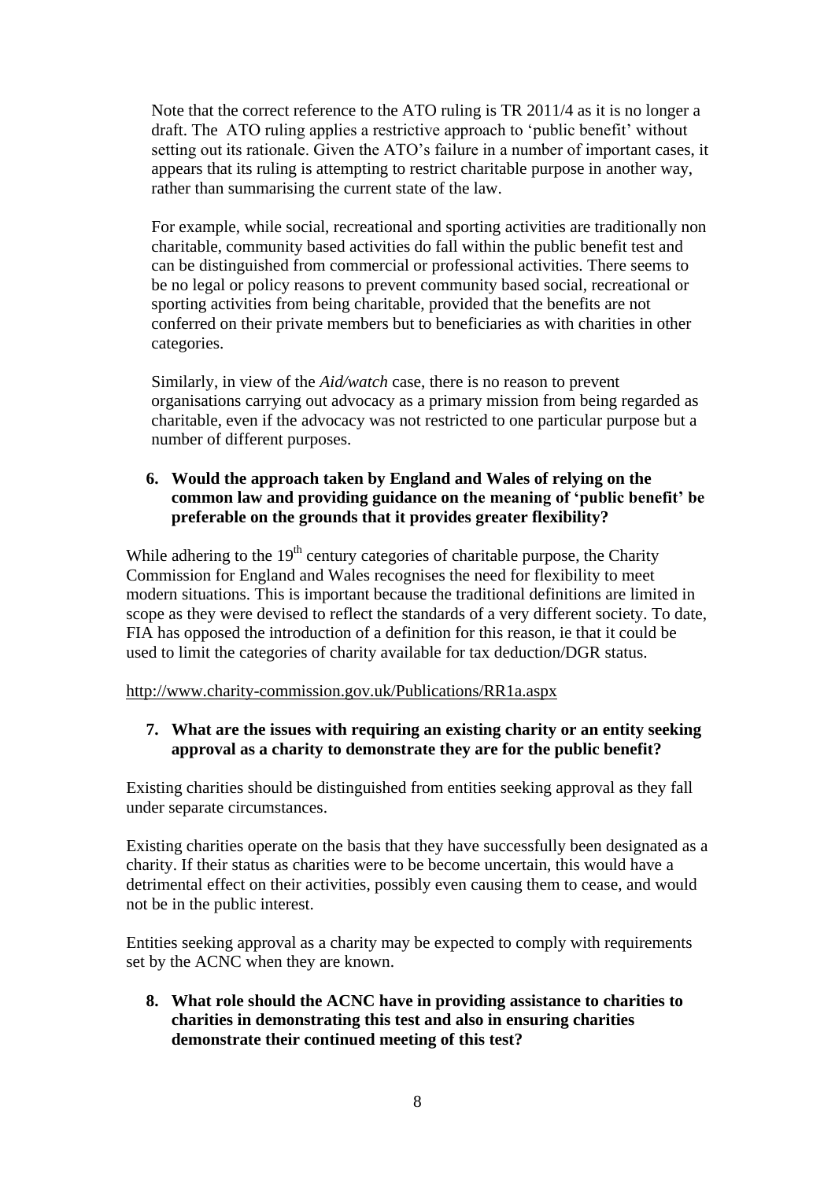Note that the correct reference to the ATO ruling is TR 2011/4 as it is no longer a draft. The ATO ruling applies a restrictive approach to 'public benefit' without setting out its rationale. Given the ATO's failure in a number of important cases, it appears that its ruling is attempting to restrict charitable purpose in another way, rather than summarising the current state of the law.

For example, while social, recreational and sporting activities are traditionally non charitable, community based activities do fall within the public benefit test and can be distinguished from commercial or professional activities. There seems to be no legal or policy reasons to prevent community based social, recreational or sporting activities from being charitable, provided that the benefits are not conferred on their private members but to beneficiaries as with charities in other categories.

Similarly, in view of the *Aid/watch* case, there is no reason to prevent organisations carrying out advocacy as a primary mission from being regarded as charitable, even if the advocacy was not restricted to one particular purpose but a number of different purposes.

**6. Would the approach taken by England and Wales of relying on the common law and providing guidance on the meaning of 'public benefit' be preferable on the grounds that it provides greater flexibility?**

While adhering to the 19th century categories of charitable purpose, the Charity Commission for England and Wales recognises the need for flexibility to meet modern situations. This is important because the traditional definitions are limited in scope as they were devised to reflect the standards of a very different society. To date, FIA has opposed the introduction of a definition for this reason, ie that it could be used to limit the categories of charity available for tax deduction/DGR status.

http://www.charity-commission.gov.uk/Publications/RR1a.aspx

**7. What are the issues with requiring an existing charity or an entity seeking approval as a charity to demonstrate they are for the public benefit?**

Existing charities should be distinguished from entities seeking approval as they fall under separate circumstances.

Existing charities operate on the basis that they have successfully been designated as a charity. If their status as charities were to be become uncertain, this would have a detrimental effect on their activities, possibly even causing them to cease, and would not be in the public interest.

Entities seeking approval as a charity may be expected to comply with requirements set by the ACNC when they are known.

**8. What role should the ACNC have in providing assistance to charities to charities in demonstrating this test and also in ensuring charities demonstrate their continued meeting of this test?**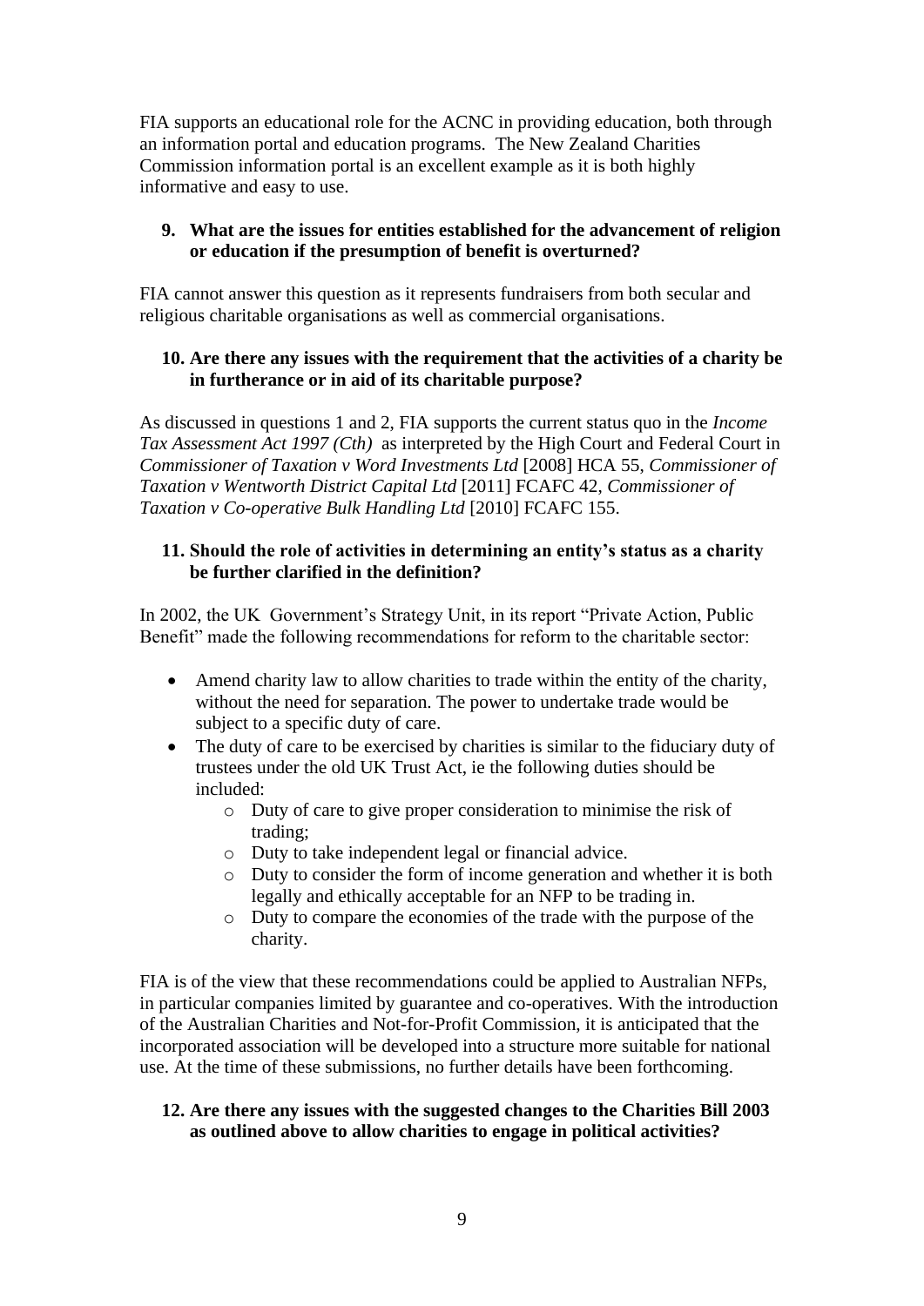FIA supports an educational role for the ACNC in providing education, both through an information portal and education programs. The New Zealand Charities Commission information portal is an excellent example as it is both highly informative and easy to use.

**9. What are the issues for entities established for the advancement of religion or education if the presumption of benefit is overturned?**

FIA cannot answer this question as it represents fundraisers from both secular and religious charitable organisations as well as commercial organisations.

**10. Are there any issues with the requirement that the activities of a charity be in furtherance or in aid of its charitable purpose?**

As discussed in questions 1 and 2, FIA supports the current status quo in the *Income Tax Assessment Act 1997 (Cth)* as interpreted by the High Court and Federal Court in *Commissioner of Taxation v Word Investments Ltd* [2008] HCA 55, *Commissioner of Taxation v Wentworth District Capital Ltd* [2011] FCAFC 42, *Commissioner of Taxation v Co-operative Bulk Handling Ltd* [2010] FCAFC 155.

**11. Should the role of activities in determining an entity's status as a charity be further clarified in the definition?**

In 2002, the UK Government's Strategy Unit, in its report "Private Action, Public Benefit" made the following recommendations for reform to the charitable sector:

- Amend charity law to allow charities to trade within the entity of the charity, without the need for separation. The power to undertake trade would be subject to a specific duty of care.
- The duty of care to be exercised by charities is similar to the fiduciary duty of trustees under the old UK Trust Act, ie the following duties should be included:
  - Duty of care to give proper consideration to minimise the risk of trading;
  - Duty to take independent legal or financial advice.
  - Duty to consider the form of income generation and whether it is both legally and ethically acceptable for an NFP to be trading in.
  - Duty to compare the economies of the trade with the purpose of the charity.

FIA is of the view that these recommendations could be applied to Australian NFPs, in particular companies limited by guarantee and co-operatives. With the introduction of the Australian Charities and Not-for-Profit Commission, it is anticipated that the incorporated association will be developed into a structure more suitable for national use. At the time of these submissions, no further details have been forthcoming.

**12. Are there any issues with the suggested changes to the Charities Bill 2003 as outlined above to allow charities to engage in political activities?**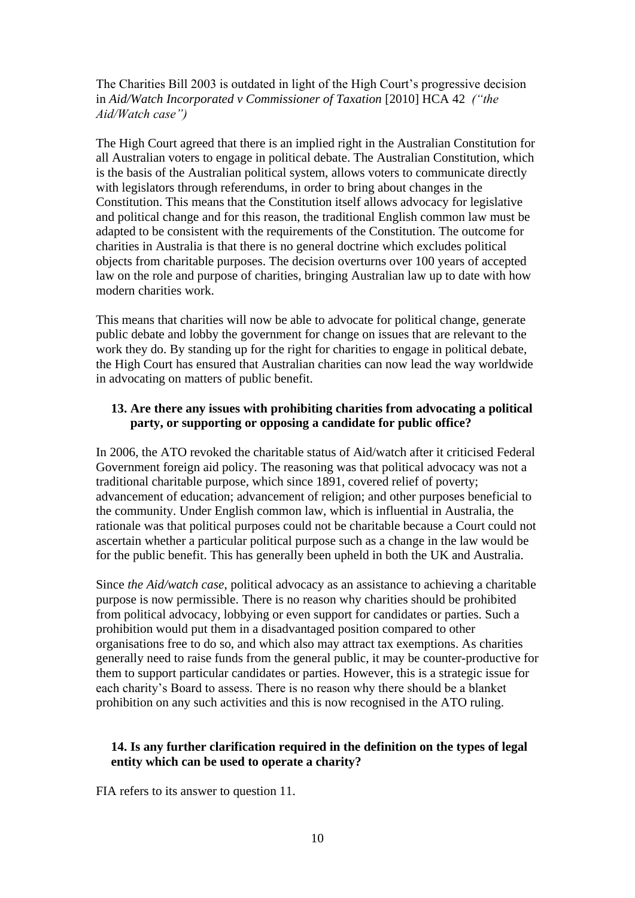The Charities Bill 2003 is outdated in light of the High Court's progressive decision in *Aid/Watch Incorporated v Commissioner of Taxation* [2010] HCA 42 *("the Aid/Watch case")*

The High Court agreed that there is an implied right in the Australian Constitution for all Australian voters to engage in political debate. The Australian Constitution, which is the basis of the Australian political system, allows voters to communicate directly with legislators through referendums, in order to bring about changes in the Constitution. This means that the Constitution itself allows advocacy for legislative and political change and for this reason, the traditional English common law must be adapted to be consistent with the requirements of the Constitution. The outcome for charities in Australia is that there is no general doctrine which excludes political objects from charitable purposes. The decision overturns over 100 years of accepted law on the role and purpose of charities, bringing Australian law up to date with how modern charities work.

This means that charities will now be able to advocate for political change, generate public debate and lobby the government for change on issues that are relevant to the work they do. By standing up for the right for charities to engage in political debate, the High Court has ensured that Australian charities can now lead the way worldwide in advocating on matters of public benefit.

**13. Are there any issues with prohibiting charities from advocating a political party, or supporting or opposing a candidate for public office?**

In 2006, the ATO revoked the charitable status of Aid/watch after it criticised Federal Government foreign aid policy. The reasoning was that political advocacy was not a traditional charitable purpose, which since 1891, covered relief of poverty; advancement of education; advancement of religion; and other purposes beneficial to the community. Under English common law, which is influential in Australia, the rationale was that political purposes could not be charitable because a Court could not ascertain whether a particular political purpose such as a change in the law would be for the public benefit. This has generally been upheld in both the UK and Australia.

Since *the Aid/watch case*, political advocacy as an assistance to achieving a charitable purpose is now permissible. There is no reason why charities should be prohibited from political advocacy, lobbying or even support for candidates or parties. Such a prohibition would put them in a disadvantaged position compared to other organisations free to do so, and which also may attract tax exemptions. As charities generally need to raise funds from the general public, it may be counter-productive for them to support particular candidates or parties. However, this is a strategic issue for each charity's Board to assess. There is no reason why there should be a blanket prohibition on any such activities and this is now recognised in the ATO ruling.

**14. Is any further clarification required in the definition on the types of legal entity which can be used to operate a charity?**

FIA refers to its answer to question 11.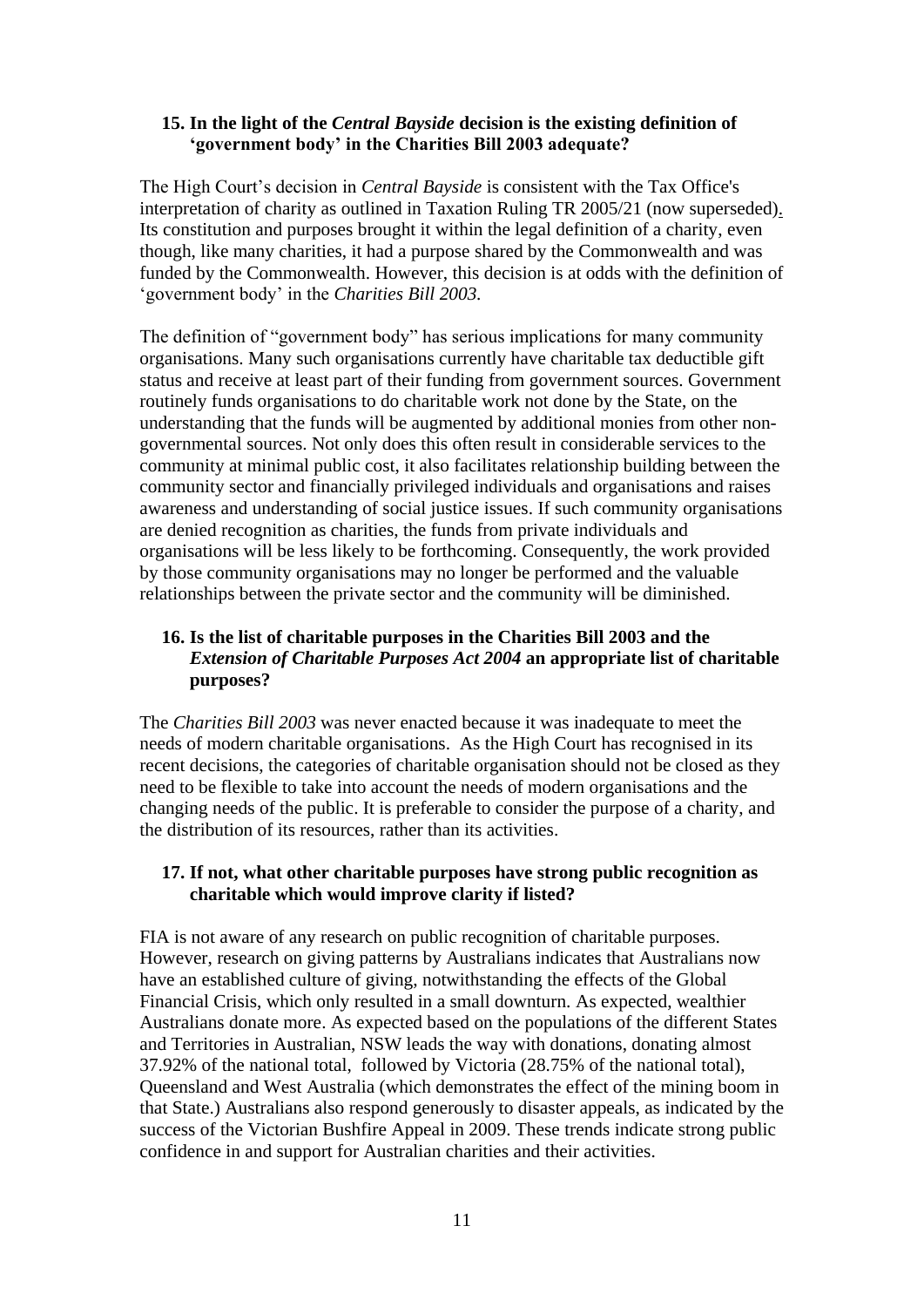**15. In the light of the *Central Bayside* decision is the existing definition of 'government body' in the Charities Bill 2003 adequate?**

The High Court's decision in *Central Bayside* is consistent with the Tax Office's interpretation of charity as outlined in Taxation Ruling TR 2005/21 (now superseded). Its constitution and purposes brought it within the legal definition of a charity, even though, like many charities, it had a purpose shared by the Commonwealth and was funded by the Commonwealth. However, this decision is at odds with the definition of 'government body' in the *Charities Bill 2003*.

The definition of "government body" has serious implications for many community organisations. Many such organisations currently have charitable tax deductible gift status and receive at least part of their funding from government sources. Government routinely funds organisations to do charitable work not done by the State, on the understanding that the funds will be augmented by additional monies from other non-governmental sources. Not only does this often result in considerable services to the community at minimal public cost, it also facilitates relationship building between the community sector and financially privileged individuals and organisations and raises awareness and understanding of social justice issues. If such community organisations are denied recognition as charities, the funds from private individuals and organisations will be less likely to be forthcoming. Consequently, the work provided by those community organisations may no longer be performed and the valuable relationships between the private sector and the community will be diminished.

**16. Is the list of charitable purposes in the Charities Bill 2003 and the *Extension of Charitable Purposes Act 2004* an appropriate list of charitable purposes?**

The *Charities Bill 2003* was never enacted because it was inadequate to meet the needs of modern charitable organisations. As the High Court has recognised in its recent decisions, the categories of charitable organisation should not be closed as they need to be flexible to take into account the needs of modern organisations and the changing needs of the public. It is preferable to consider the purpose of a charity, and the distribution of its resources, rather than its activities.

**17. If not, what other charitable purposes have strong public recognition as charitable which would improve clarity if listed?**

FIA is not aware of any research on public recognition of charitable purposes. However, research on giving patterns by Australians indicates that Australians now have an established culture of giving, notwithstanding the effects of the Global Financial Crisis, which only resulted in a small downturn. As expected, wealthier Australians donate more. As expected based on the populations of the different States and Territories in Australian, NSW leads the way with donations, donating almost 37.92% of the national total, followed by Victoria (28.75% of the national total), Queensland and West Australia (which demonstrates the effect of the mining boom in that State.) Australians also respond generously to disaster appeals, as indicated by the success of the Victorian Bushfire Appeal in 2009. These trends indicate strong public confidence in and support for Australian charities and their activities.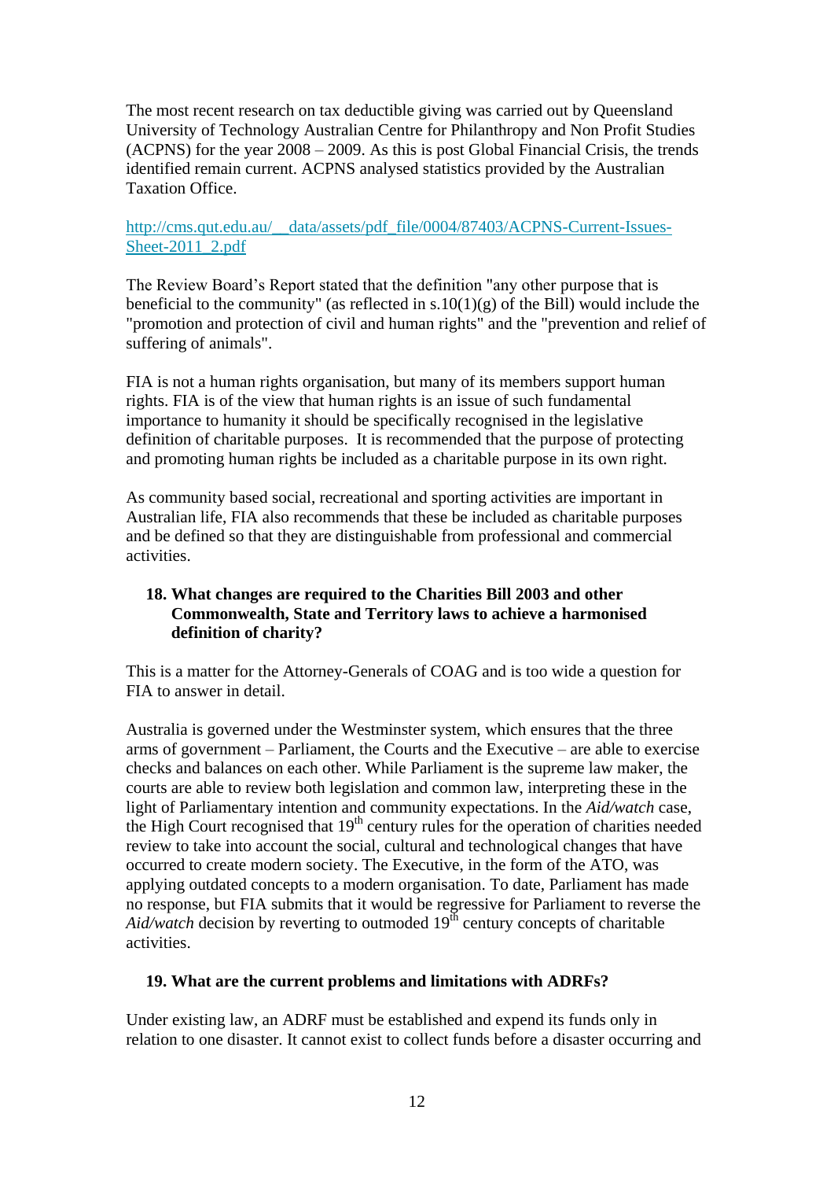The most recent research on tax deductible giving was carried out by Queensland University of Technology Australian Centre for Philanthropy and Non Profit Studies (ACPNS) for the year 2008 – 2009. As this is post Global Financial Crisis, the trends identified remain current. ACPNS analysed statistics provided by the Australian Taxation Office.

http://cms.qut.edu.au/__data/assets/pdf_file/0004/87403/ACPNS-Current-Issues-Sheet-2011_2.pdf

The Review Board's Report stated that the definition "any other purpose that is beneficial to the community" (as reflected in s.10(1)(g) of the Bill) would include the "promotion and protection of civil and human rights" and the "prevention and relief of suffering of animals".

FIA is not a human rights organisation, but many of its members support human rights. FIA is of the view that human rights is an issue of such fundamental importance to humanity it should be specifically recognised in the legislative definition of charitable purposes. It is recommended that the purpose of protecting and promoting human rights be included as a charitable purpose in its own right.

As community based social, recreational and sporting activities are important in Australian life, FIA also recommends that these be included as charitable purposes and be defined so that they are distinguishable from professional and commercial activities.

**18. What changes are required to the Charities Bill 2003 and other Commonwealth, State and Territory laws to achieve a harmonised definition of charity?**

This is a matter for the Attorney-Generals of COAG and is too wide a question for FIA to answer in detail.

Australia is governed under the Westminster system, which ensures that the three arms of government – Parliament, the Courts and the Executive – are able to exercise checks and balances on each other. While Parliament is the supreme law maker, the courts are able to review both legislation and common law, interpreting these in the light of Parliamentary intention and community expectations. In the *Aid/watch* case, the High Court recognised that 19th century rules for the operation of charities needed review to take into account the social, cultural and technological changes that have occurred to create modern society. The Executive, in the form of the ATO, was applying outdated concepts to a modern organisation. To date, Parliament has made no response, but FIA submits that it would be regressive for Parliament to reverse the *Aid/watch* decision by reverting to outmoded 19th century concepts of charitable activities.

**19. What are the current problems and limitations with ADRFs?**

Under existing law, an ADRF must be established and expend its funds only in relation to one disaster. It cannot exist to collect funds before a disaster occurring and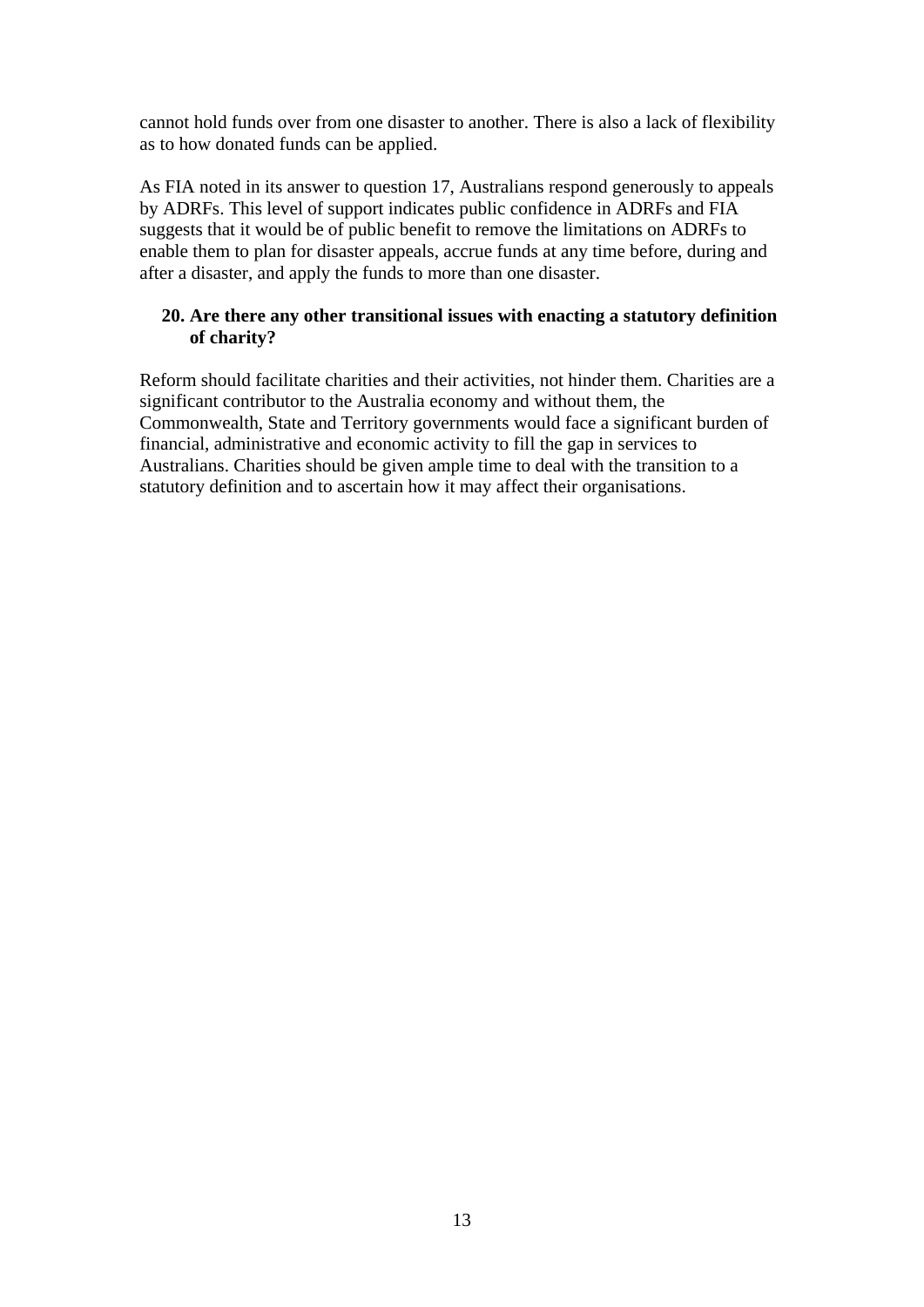cannot hold funds over from one disaster to another. There is also a lack of flexibility as to how donated funds can be applied.

As FIA noted in its answer to question 17, Australians respond generously to appeals by ADRFs. This level of support indicates public confidence in ADRFs and FIA suggests that it would be of public benefit to remove the limitations on ADRFs to enable them to plan for disaster appeals, accrue funds at any time before, during and after a disaster, and apply the funds to more than one disaster.

**20. Are there any other transitional issues with enacting a statutory definition of charity?**

Reform should facilitate charities and their activities, not hinder them. Charities are a significant contributor to the Australia economy and without them, the Commonwealth, State and Territory governments would face a significant burden of financial, administrative and economic activity to fill the gap in services to Australians. Charities should be given ample time to deal with the transition to a statutory definition and to ascertain how it may affect their organisations.